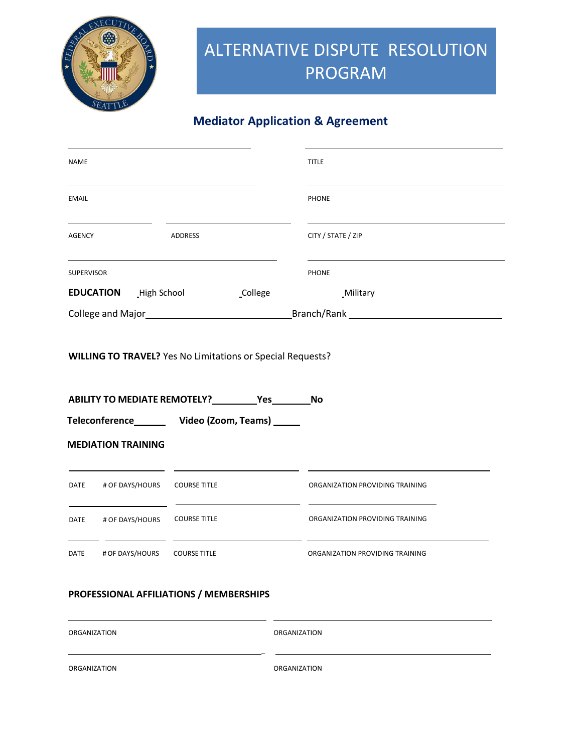# ALTERNATIVE DISPUTE RESOLUTION PROGRAM

## Mediator Application & Agreement

NAME ______________________ TITLE ______________________

EMAIL ______________________ PHONE ______________________

AGENCY __________ ADDRESS __________ CITY / STATE / ZIP __________

SUPERVISOR ______________________ PHONE ______________________

**EDUCATION** _High School _College _Military

College and Major______________________ Branch/Rank______________________

**WILLING TO TRAVEL?** Yes No Limitations or Special Requests?

**ABILITY TO MEDIATE REMOTELY?**_________**Yes**________**No**

**Teleconference**______ **Video (Zoom, Teams)** _____

**MEDIATION TRAINING**

| DATE | # OF DAYS/HOURS | COURSE TITLE | ORGANIZATION PROVIDING TRAINING |
|---|---|---|---|
| | | | |
| | | | |
| | | | |

**PROFESSIONAL AFFILIATIONS / MEMBERSHIPS**

ORGANIZATION ______________________ ORGANIZATION ______________________

ORGANIZATION ______________________ ORGANIZATION ______________________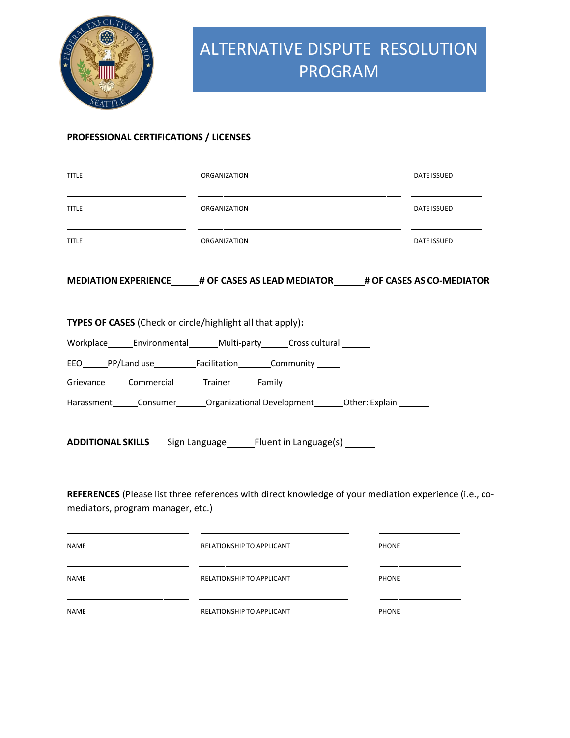# ALTERNATIVE DISPUTE RESOLUTION PROGRAM

**PROFESSIONAL CERTIFICATIONS / LICENSES**

| TITLE | ORGANIZATION | DATE ISSUED |
|---|---|---|
| TITLE | ORGANIZATION | DATE ISSUED |
| TITLE | ORGANIZATION | DATE ISSUED |

**MEDIATION EXPERIENCE______# OF CASES AS LEAD MEDIATOR______# OF CASES AS CO-MEDIATOR**

**TYPES OF CASES** (Check or circle/highlight all that apply)**:**

Workplace______Environmental______Multi-party______Cross cultural ______

EEO______PP/Land use_________Facilitation_______Community _____

Grievance_____Commercial______Trainer______Family ______

Harassment______Consumer______Organizational Development______Other: Explain _______

**ADDITIONAL SKILLS** Sign Language______Fluent in Language(s) ______

**REFERENCES** (Please list three references with direct knowledge of your mediation experience (i.e., co-mediators, program manager, etc.)

| NAME | RELATIONSHIP TO APPLICANT | PHONE |
|---|---|---|
| NAME | RELATIONSHIP TO APPLICANT | PHONE |
| NAME | RELATIONSHIP TO APPLICANT | PHONE |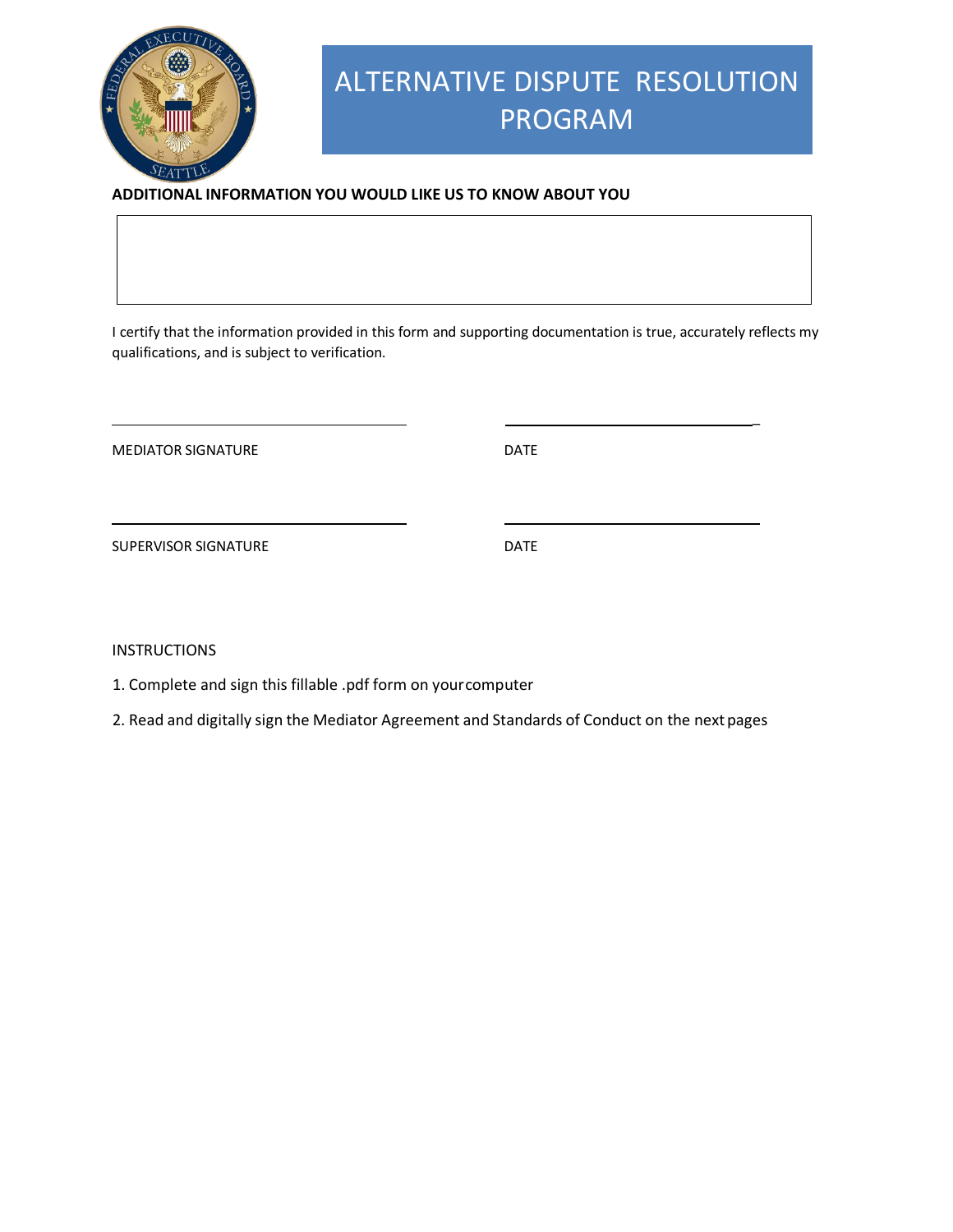# ALTERNATIVE DISPUTE RESOLUTION PROGRAM

**ADDITIONAL INFORMATION YOU WOULD LIKE US TO KNOW ABOUT YOU**

I certify that the information provided in this form and supporting documentation is true, accurately reflects my qualifications, and is subject to verification.

MEDIATOR SIGNATURE DATE

SUPERVISOR SIGNATURE DATE

INSTRUCTIONS

1. Complete and sign this fillable .pdf form on yourcomputer

2. Read and digitally sign the Mediator Agreement and Standards of Conduct on the next pages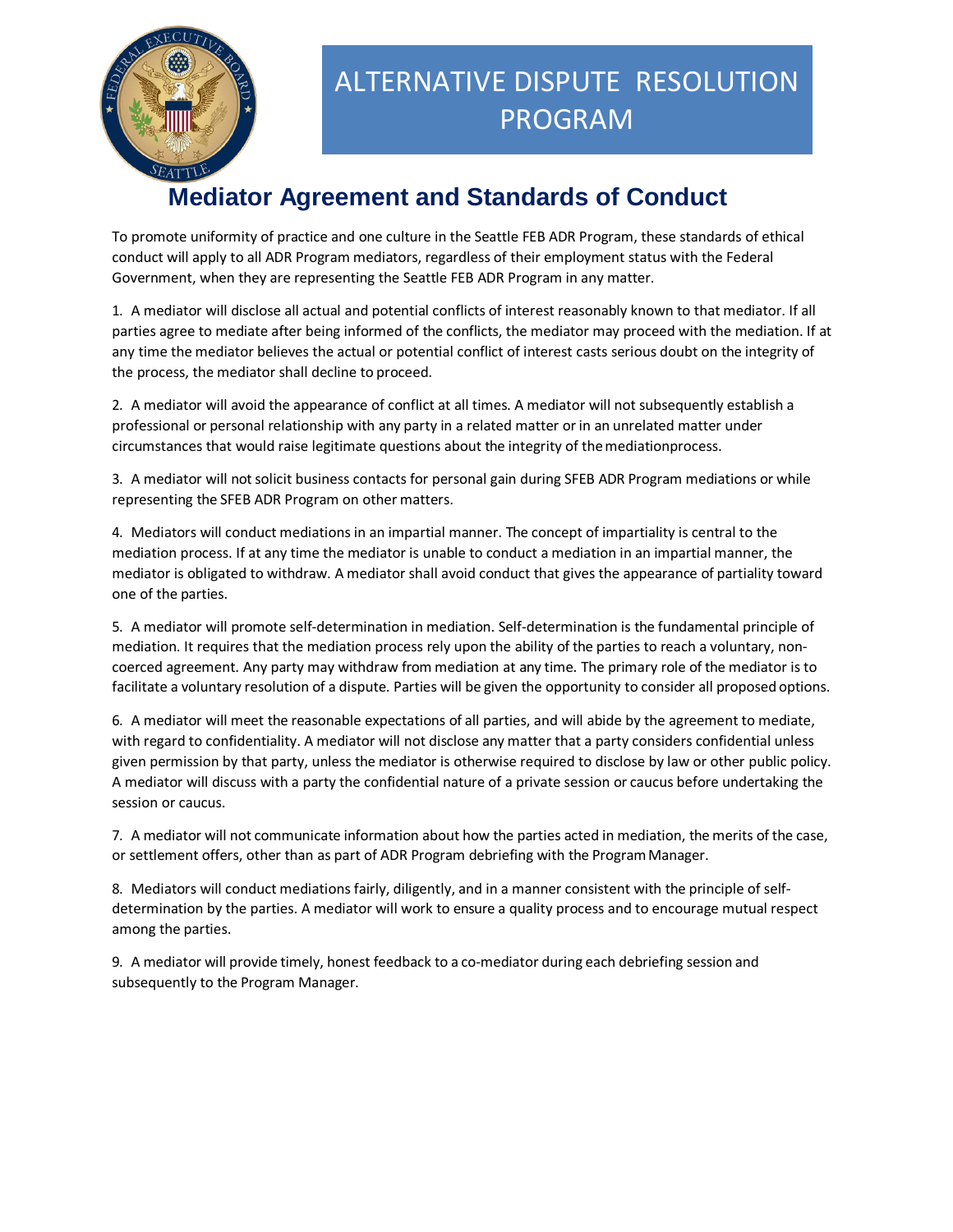# ALTERNATIVE DISPUTE RESOLUTION PROGRAM

## Mediator Agreement and Standards of Conduct

To promote uniformity of practice and one culture in the Seattle FEB ADR Program, these standards of ethical conduct will apply to all ADR Program mediators, regardless of their employment status with the Federal Government, when they are representing the Seattle FEB ADR Program in any matter.

1. A mediator will disclose all actual and potential conflicts of interest reasonably known to that mediator. If all parties agree to mediate after being informed of the conflicts, the mediator may proceed with the mediation. If at any time the mediator believes the actual or potential conflict of interest casts serious doubt on the integrity of the process, the mediator shall decline to proceed.

2. A mediator will avoid the appearance of conflict at all times. A mediator will not subsequently establish a professional or personal relationship with any party in a related matter or in an unrelated matter under circumstances that would raise legitimate questions about the integrity of the mediationprocess.

3. A mediator will not solicit business contacts for personal gain during SFEB ADR Program mediations or while representing the SFEB ADR Program on other matters.

4. Mediators will conduct mediations in an impartial manner. The concept of impartiality is central to the mediation process. If at any time the mediator is unable to conduct a mediation in an impartial manner, the mediator is obligated to withdraw. A mediator shall avoid conduct that gives the appearance of partiality toward one of the parties.

5. A mediator will promote self-determination in mediation. Self-determination is the fundamental principle of mediation. It requires that the mediation process rely upon the ability of the parties to reach a voluntary, non-coerced agreement. Any party may withdraw from mediation at any time. The primary role of the mediator is to facilitate a voluntary resolution of a dispute. Parties will be given the opportunity to consider all proposed options.

6. A mediator will meet the reasonable expectations of all parties, and will abide by the agreement to mediate, with regard to confidentiality. A mediator will not disclose any matter that a party considers confidential unless given permission by that party, unless the mediator is otherwise required to disclose by law or other public policy. A mediator will discuss with a party the confidential nature of a private session or caucus before undertaking the session or caucus.

7. A mediator will not communicate information about how the parties acted in mediation, the merits of the case, or settlement offers, other than as part of ADR Program debriefing with the Program Manager.

8. Mediators will conduct mediations fairly, diligently, and in a manner consistent with the principle of self-determination by the parties. A mediator will work to ensure a quality process and to encourage mutual respect among the parties.

9. A mediator will provide timely, honest feedback to a co-mediator during each debriefing session and subsequently to the Program Manager.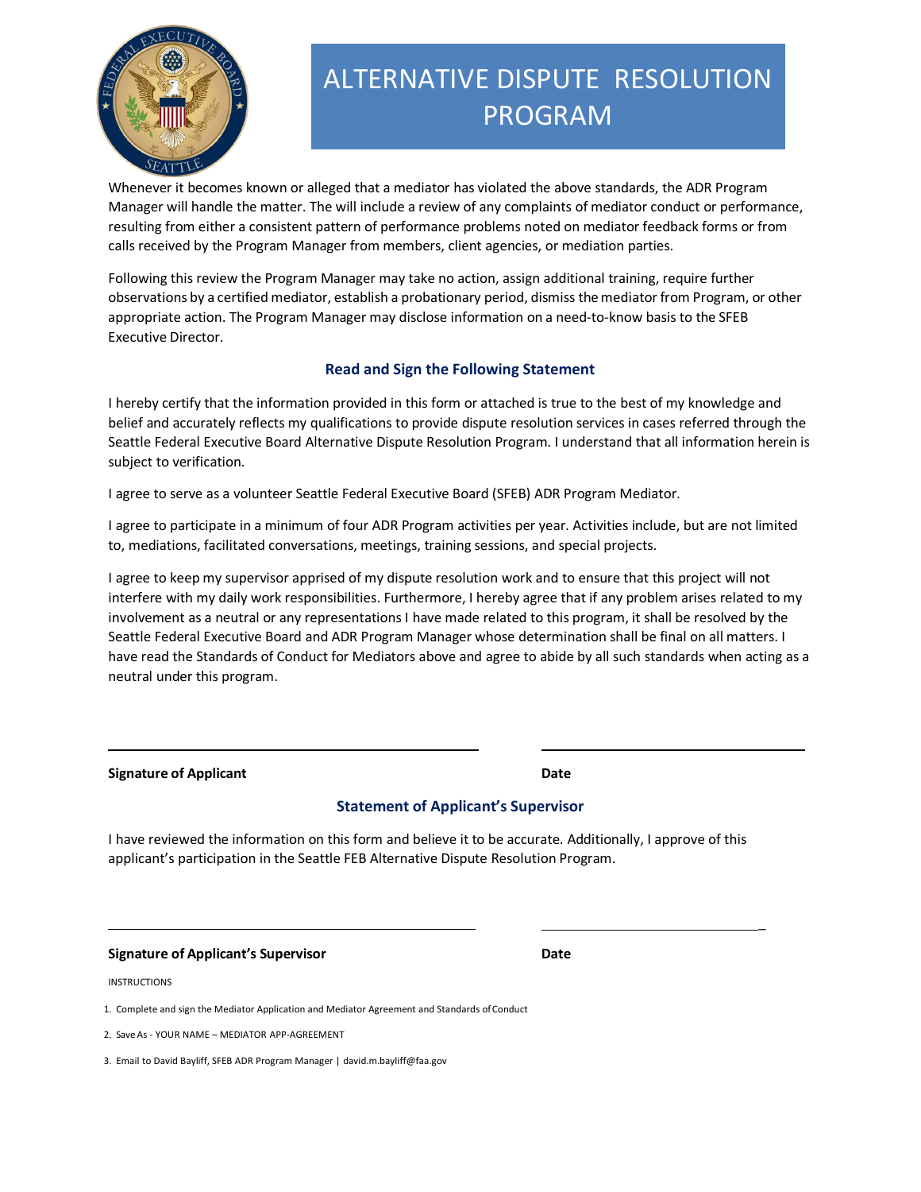# ALTERNATIVE DISPUTE RESOLUTION PROGRAM

Whenever it becomes known or alleged that a mediator has violated the above standards, the ADR Program Manager will handle the matter. The will include a review of any complaints of mediator conduct or performance, resulting from either a consistent pattern of performance problems noted on mediator feedback forms or from calls received by the Program Manager from members, client agencies, or mediation parties.

Following this review the Program Manager may take no action, assign additional training, require further observations by a certified mediator, establish a probationary period, dismiss the mediator from Program, or other appropriate action. The Program Manager may disclose information on a need-to-know basis to the SFEB Executive Director.

## Read and Sign the Following Statement

I hereby certify that the information provided in this form or attached is true to the best of my knowledge and belief and accurately reflects my qualifications to provide dispute resolution services in cases referred through the Seattle Federal Executive Board Alternative Dispute Resolution Program. I understand that all information herein is subject to verification.

I agree to serve as a volunteer Seattle Federal Executive Board (SFEB) ADR Program Mediator.

I agree to participate in a minimum of four ADR Program activities per year. Activities include, but are not limited to, mediations, facilitated conversations, meetings, training sessions, and special projects.

I agree to keep my supervisor apprised of my dispute resolution work and to ensure that this project will not interfere with my daily work responsibilities. Furthermore, I hereby agree that if any problem arises related to my involvement as a neutral or any representations I have made related to this program, it shall be resolved by the Seattle Federal Executive Board and ADR Program Manager whose determination shall be final on all matters. I have read the Standards of Conduct for Mediators above and agree to abide by all such standards when acting as a neutral under this program.

**Signature of Applicant** **Date**

## Statement of Applicant's Supervisor

I have reviewed the information on this form and believe it to be accurate. Additionally, I approve of this applicant's participation in the Seattle FEB Alternative Dispute Resolution Program.

**Signature of Applicant's Supervisor** **Date**

INSTRUCTIONS

1. Complete and sign the Mediator Application and Mediator Agreement and Standards of Conduct
2. Save As - YOUR NAME – MEDIATOR APP-AGREEMENT
3. Email to David Bayliff, SFEB ADR Program Manager | david.m.bayliff@faa.gov